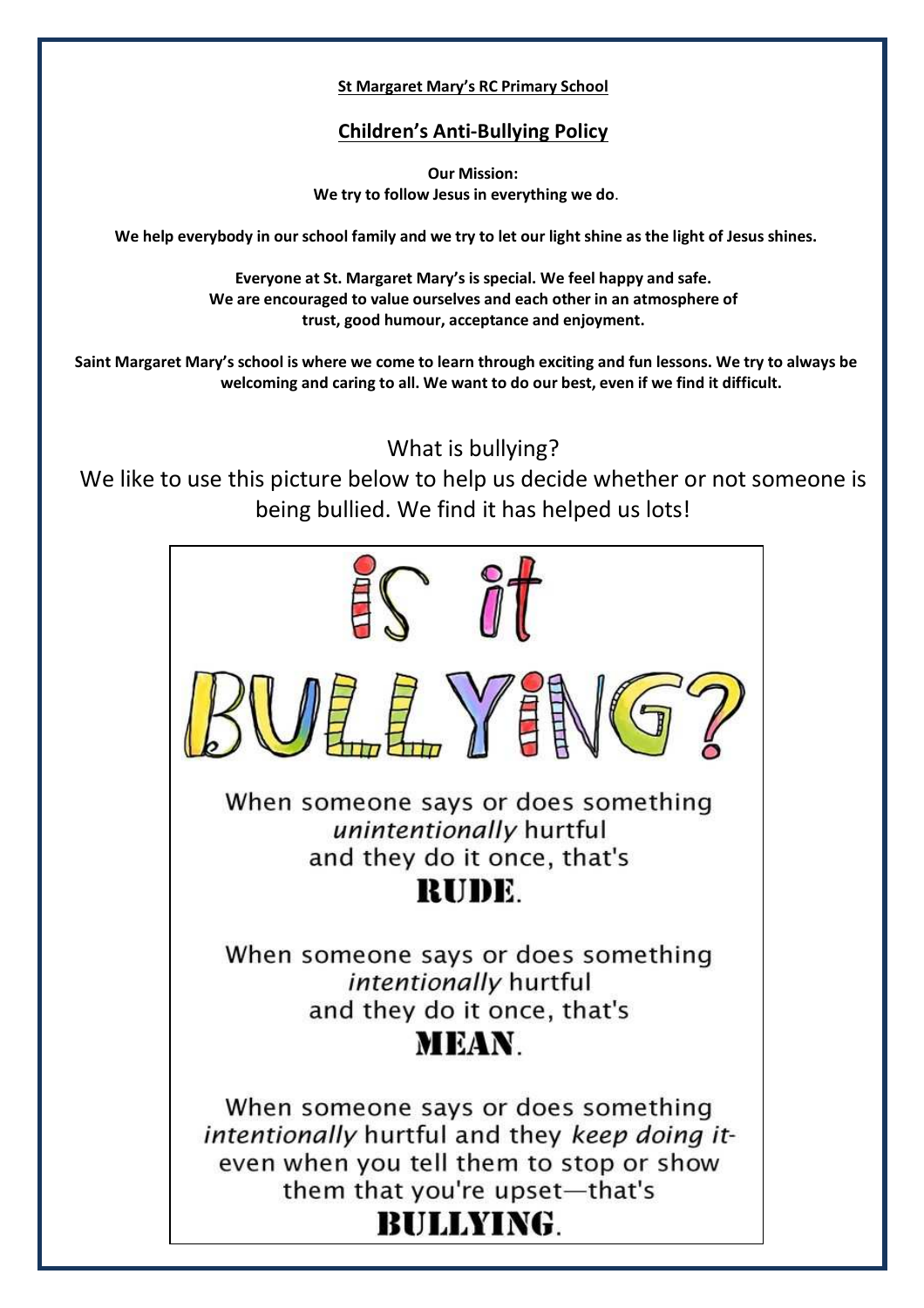**St Margaret Mary's RC Primary School**

## Children's Anti-Bullying Policy

**Our Mission:**
**We try to follow Jesus in everything we do.**

**We help everybody in our school family and we try to let our light shine as the light of Jesus shines.**

**Everyone at St. Margaret Mary's is special. We feel happy and safe. We are encouraged to value ourselves and each other in an atmosphere of trust, good humour, acceptance and enjoyment.**

**Saint Margaret Mary's school is where we come to learn through exciting and fun lessons. We try to always be welcoming and caring to all. We want to do our best, even if we find it difficult.**

What is bullying?

We like to use this picture below to help us decide whether or not someone is being bullied. We find it has helped us lots!

# IS IT BULLYING?

When someone says or does something *unintentionally* hurtful and they do it once, that's **RUDE**.

When someone says or does something *intentionally* hurtful and they do it once, that's **MEAN**.

When someone says or does something *intentionally* hurtful and they *keep doing it*- even when you tell them to stop or show them that you're upset—that's **BULLYING**.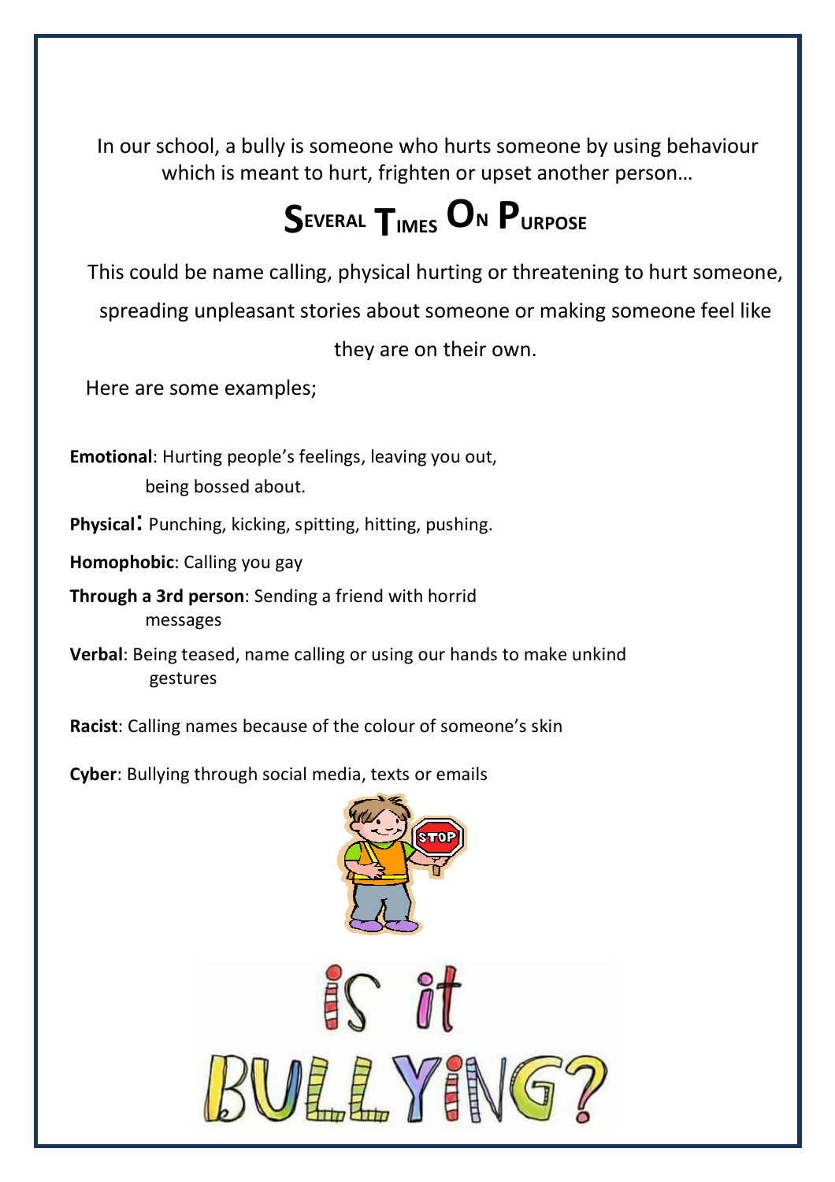In our school, a bully is someone who hurts someone by using behaviour which is meant to hurt, frighten or upset another person…

# Several Times On Purpose

This could be name calling, physical hurting or threatening to hurt someone, spreading unpleasant stories about someone or making someone feel like they are on their own.

Here are some examples;

**Emotional**: Hurting people's feelings, leaving you out, being bossed about.

**Physical**: Punching, kicking, spitting, hitting, pushing.

**Homophobic**: Calling you gay

**Through a 3rd person**: Sending a friend with horrid messages

**Verbal**: Being teased, name calling or using our hands to make unkind gestures

**Racist**: Calling names because of the colour of someone's skin

**Cyber**: Bullying through social media, texts or emails

STOP

is it BULLYING?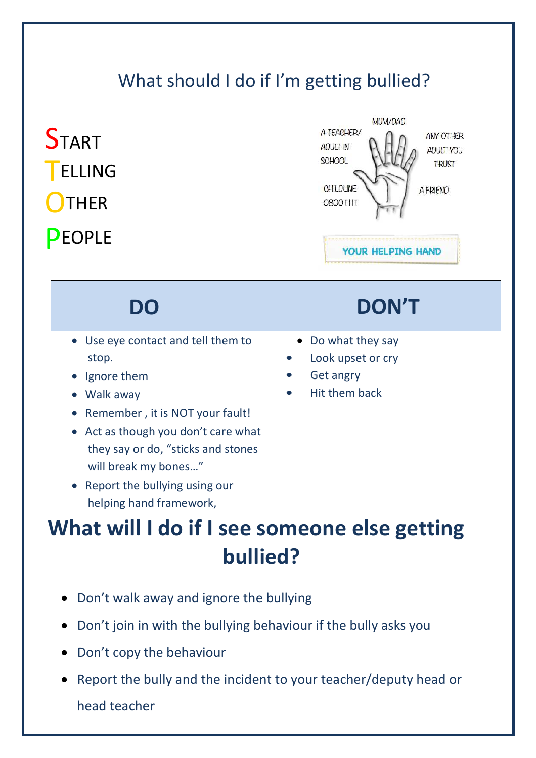## What should I do if I'm getting bullied?

**S**TART
**T**ELLING
**O**THER
**P**EOPLE

MUM/DAD

A TEACHER/ ADULT IN SCHOOL

ANY OTHER ADULT YOU TRUST

CHILDLINE 0800 1111

A FRIEND

YOUR HELPING HAND

| DO | DON'T |
|---|---|
| • Use eye contact and tell them to stop.<br>• Ignore them<br>• Walk away<br>• Remember , it is NOT your fault!<br>• Act as though you don't care what they say or do, "sticks and stones will break my bones…"<br>• Report the bullying using our helping hand framework, | • Do what they say<br>• Look upset or cry<br>• Get angry<br>• Hit them back |

## What will I do if I see someone else getting bullied?

- Don't walk away and ignore the bullying
- Don't join in with the bullying behaviour if the bully asks you
- Don't copy the behaviour
- Report the bully and the incident to your teacher/deputy head or head teacher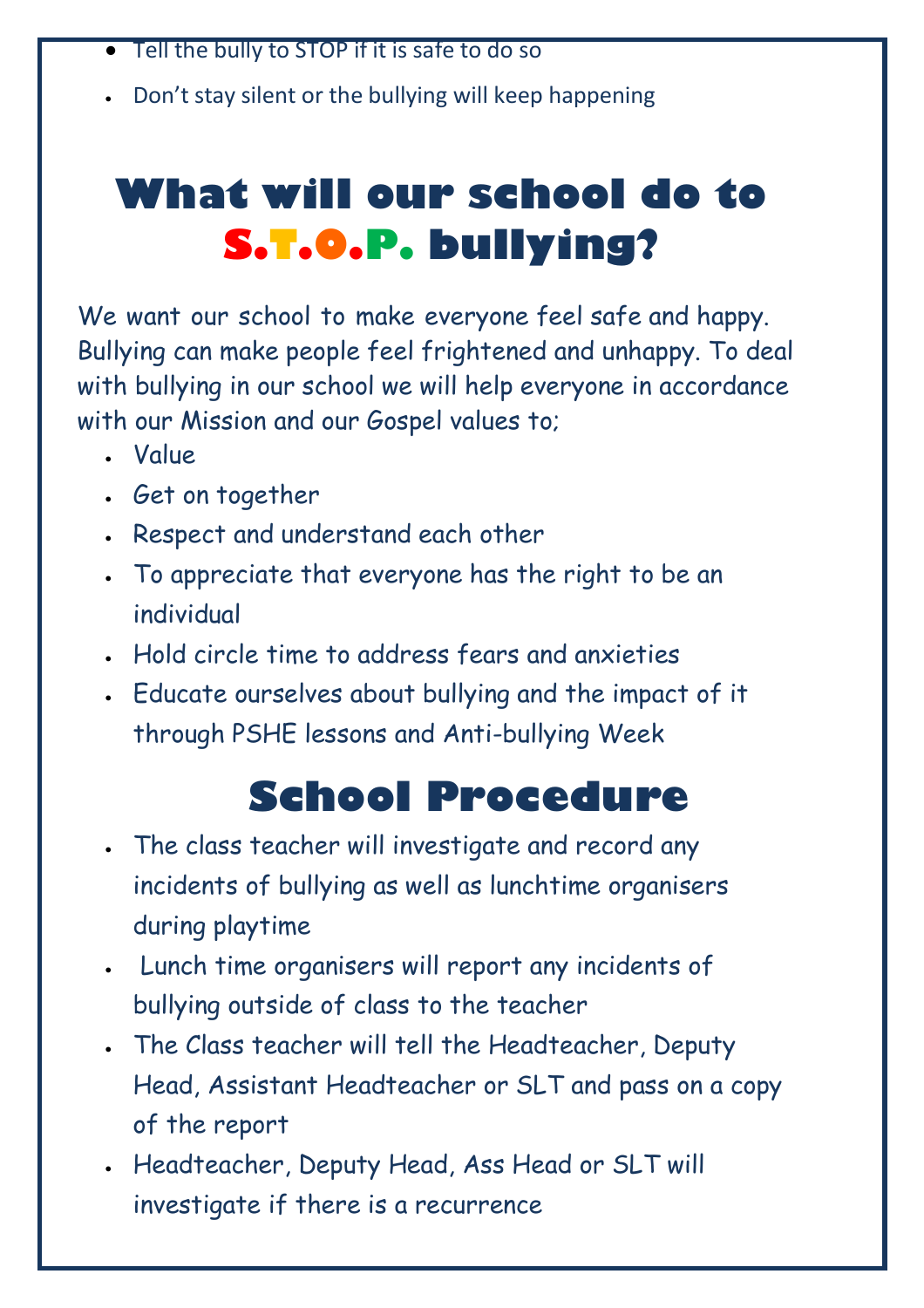- Tell the bully to STOP if it is safe to do so
- Don't stay silent or the bullying will keep happening

# What will our school do to S.T.O.P. bullying?

We want our school to make everyone feel safe and happy. Bullying can make people feel frightened and unhappy. To deal with bullying in our school we will help everyone in accordance with our Mission and our Gospel values to;

- Value
- Get on together
- Respect and understand each other
- To appreciate that everyone has the right to be an individual
- Hold circle time to address fears and anxieties
- Educate ourselves about bullying and the impact of it through PSHE lessons and Anti-bullying Week

# School Procedure

- The class teacher will investigate and record any incidents of bullying as well as lunchtime organisers during playtime
- Lunch time organisers will report any incidents of bullying outside of class to the teacher
- The Class teacher will tell the Headteacher, Deputy Head, Assistant Headteacher or SLT and pass on a copy of the report
- Headteacher, Deputy Head, Ass Head or SLT will investigate if there is a recurrence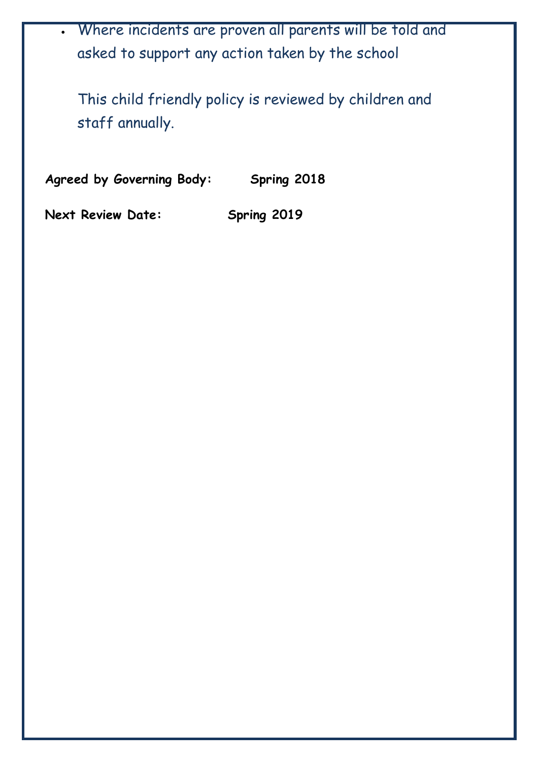- Where incidents are proven all parents will be told and asked to support any action taken by the school

This child friendly policy is reviewed by children and staff annually.

**Agreed by Governing Body:** **Spring 2018**

**Next Review Date:** **Spring 2019**